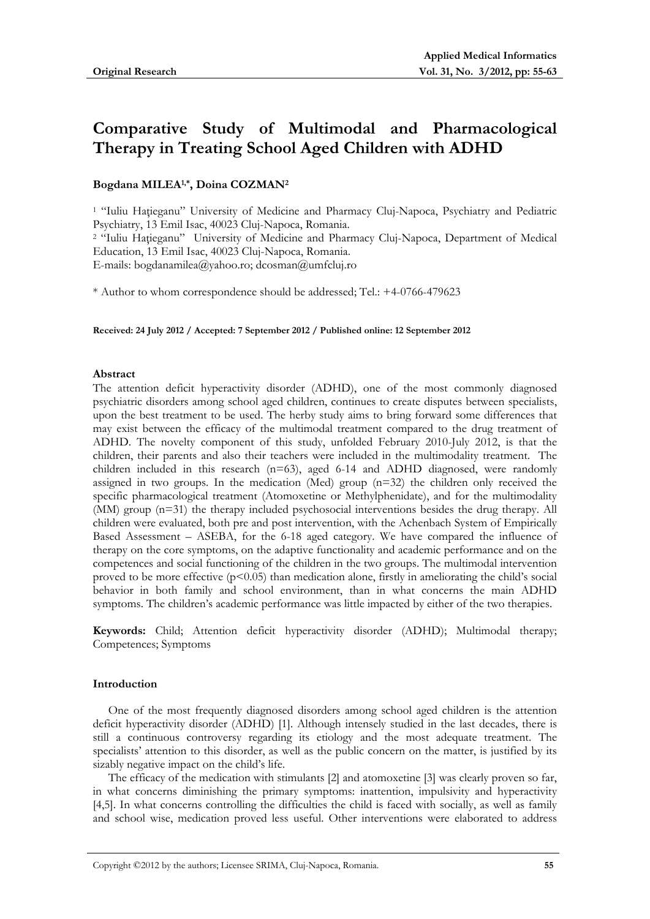Original Research

# Comparative Study of Multimodal and Pharmacological Therapy in Treating School Aged Children with ADHD

**Bogdana MILEA[1,*], Doina COZMAN[2]**

[1] "Iuliu Haţieganu" University of Medicine and Pharmacy Cluj-Napoca, Psychiatry and Pediatric Psychiatry, 13 Emil Isac, 40023 Cluj-Napoca, Romania.
[2] "Iuliu Haţieganu" University of Medicine and Pharmacy Cluj-Napoca, Department of Medical Education, 13 Emil Isac, 40023 Cluj-Napoca, Romania.
E-mails: bogdanamilea@yahoo.ro; dcosman@umfcluj.ro

\* Author to whom correspondence should be addressed; Tel.: +4-0766-479623

**Received: 24 July 2012 / Accepted: 7 September 2012 / Published online: 12 September 2012**

## Abstract

The attention deficit hyperactivity disorder (ADHD), one of the most commonly diagnosed psychiatric disorders among school aged children, continues to create disputes between specialists, upon the best treatment to be used. The herby study aims to bring forward some differences that may exist between the efficacy of the multimodal treatment compared to the drug treatment of ADHD. The novelty component of this study, unfolded February 2010-July 2012, is that the children, their parents and also their teachers were included in the multimodality treatment. The children included in this research (n=63), aged 6-14 and ADHD diagnosed, were randomly assigned in two groups. In the medication (Med) group (n=32) the children only received the specific pharmacological treatment (Atomoxetine or Methylphenidate), and for the multimodality (MM) group (n=31) the therapy included psychosocial interventions besides the drug therapy. All children were evaluated, both pre and post intervention, with the Achenbach System of Empirically Based Assessment – ASEBA, for the 6-18 aged category. We have compared the influence of therapy on the core symptoms, on the adaptive functionality and academic performance and on the competences and social functioning of the children in the two groups. The multimodal intervention proved to be more effective ($p<0.05$) than medication alone, firstly in ameliorating the child's social behavior in both family and school environment, than in what concerns the main ADHD symptoms. The children's academic performance was little impacted by either of the two therapies.

**Keywords:** Child; Attention deficit hyperactivity disorder (ADHD); Multimodal therapy; Competences; Symptoms

## Introduction

One of the most frequently diagnosed disorders among school aged children is the attention deficit hyperactivity disorder (ADHD) [1]. Although intensely studied in the last decades, there is still a continuous controversy regarding its etiology and the most adequate treatment. The specialists' attention to this disorder, as well as the public concern on the matter, is justified by its sizably negative impact on the child's life.

The efficacy of the medication with stimulants [2] and atomoxetine [3] was clearly proven so far, in what concerns diminishing the primary symptoms: inattention, impulsivity and hyperactivity [4,5]. In what concerns controlling the difficulties the child is faced with socially, as well as family and school wise, medication proved less useful. Other interventions were elaborated to address

Copyright ©2012 by the authors; Licensee SRIMA, Cluj-Napoca, Romania.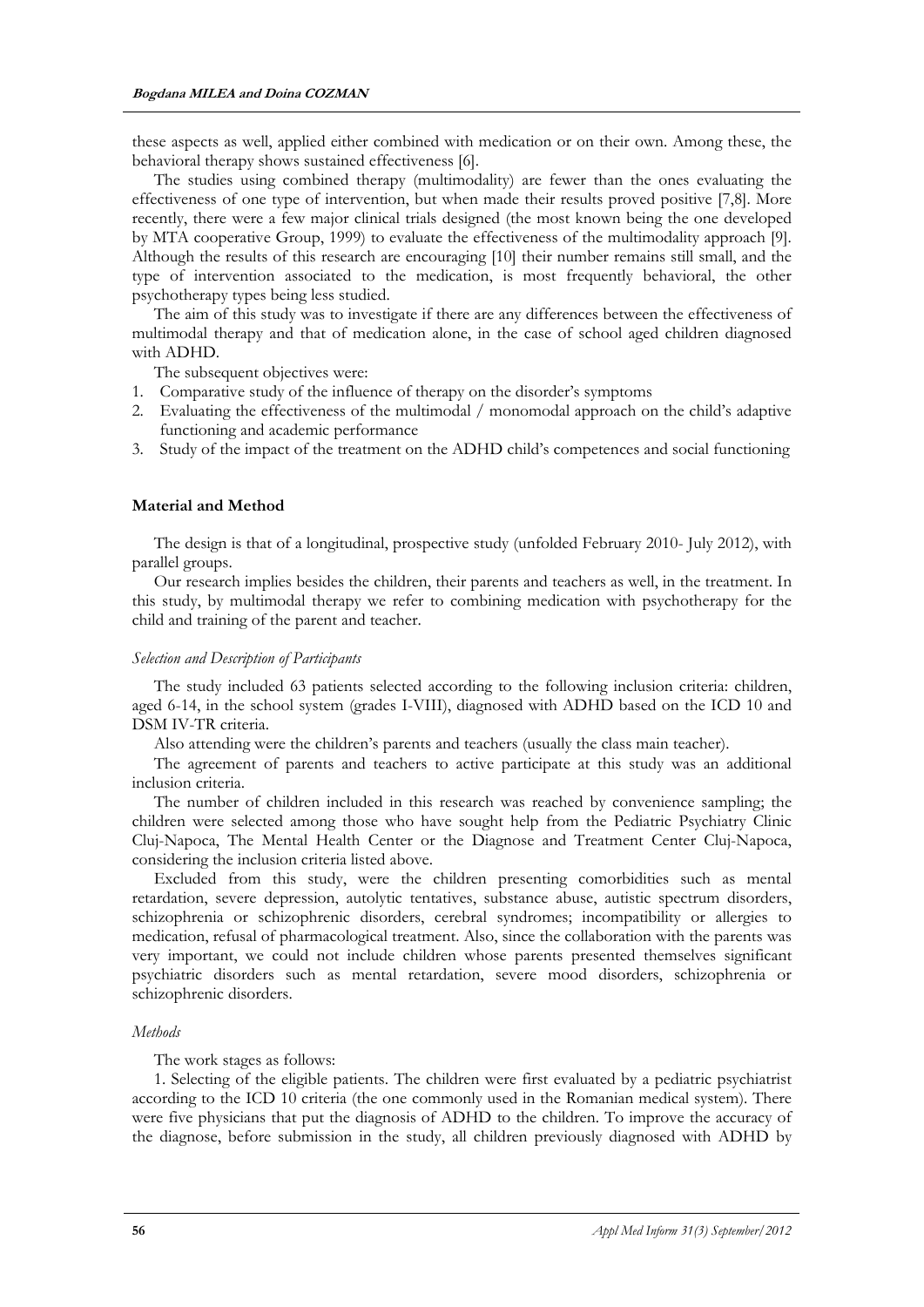these aspects as well, applied either combined with medication or on their own. Among these, the behavioral therapy shows sustained effectiveness [6].

The studies using combined therapy (multimodality) are fewer than the ones evaluating the effectiveness of one type of intervention, but when made their results proved positive [7,8]. More recently, there were a few major clinical trials designed (the most known being the one developed by MTA cooperative Group, 1999) to evaluate the effectiveness of the multimodality approach [9]. Although the results of this research are encouraging [10] their number remains still small, and the type of intervention associated to the medication, is most frequently behavioral, the other psychotherapy types being less studied.

The aim of this study was to investigate if there are any differences between the effectiveness of multimodal therapy and that of medication alone, in the case of school aged children diagnosed with ADHD.

The subsequent objectives were:

1. Comparative study of the influence of therapy on the disorder's symptoms
2. Evaluating the effectiveness of the multimodal / monomodal approach on the child's adaptive functioning and academic performance
3. Study of the impact of the treatment on the ADHD child's competences and social functioning

## Material and Method

The design is that of a longitudinal, prospective study (unfolded February 2010- July 2012), with parallel groups.

Our research implies besides the children, their parents and teachers as well, in the treatment. In this study, by multimodal therapy we refer to combining medication with psychotherapy for the child and training of the parent and teacher.

### *Selection and Description of Participants*

The study included 63 patients selected according to the following inclusion criteria: children, aged 6-14, in the school system (grades I-VIII), diagnosed with ADHD based on the ICD 10 and DSM IV-TR criteria.

Also attending were the children's parents and teachers (usually the class main teacher).

The agreement of parents and teachers to active participate at this study was an additional inclusion criteria.

The number of children included in this research was reached by convenience sampling; the children were selected among those who have sought help from the Pediatric Psychiatry Clinic Cluj-Napoca, The Mental Health Center or the Diagnose and Treatment Center Cluj-Napoca, considering the inclusion criteria listed above.

Excluded from this study, were the children presenting comorbidities such as mental retardation, severe depression, autolytic tentatives, substance abuse, autistic spectrum disorders, schizophrenia or schizophrenic disorders, cerebral syndromes; incompatibility or allergies to medication, refusal of pharmacological treatment. Also, since the collaboration with the parents was very important, we could not include children whose parents presented themselves significant psychiatric disorders such as mental retardation, severe mood disorders, schizophrenia or schizophrenic disorders.

### *Methods*

The work stages as follows:

1. Selecting of the eligible patients. The children were first evaluated by a pediatric psychiatrist according to the ICD 10 criteria (the one commonly used in the Romanian medical system). There were five physicians that put the diagnosis of ADHD to the children. To improve the accuracy of the diagnose, before submission in the study, all children previously diagnosed with ADHD by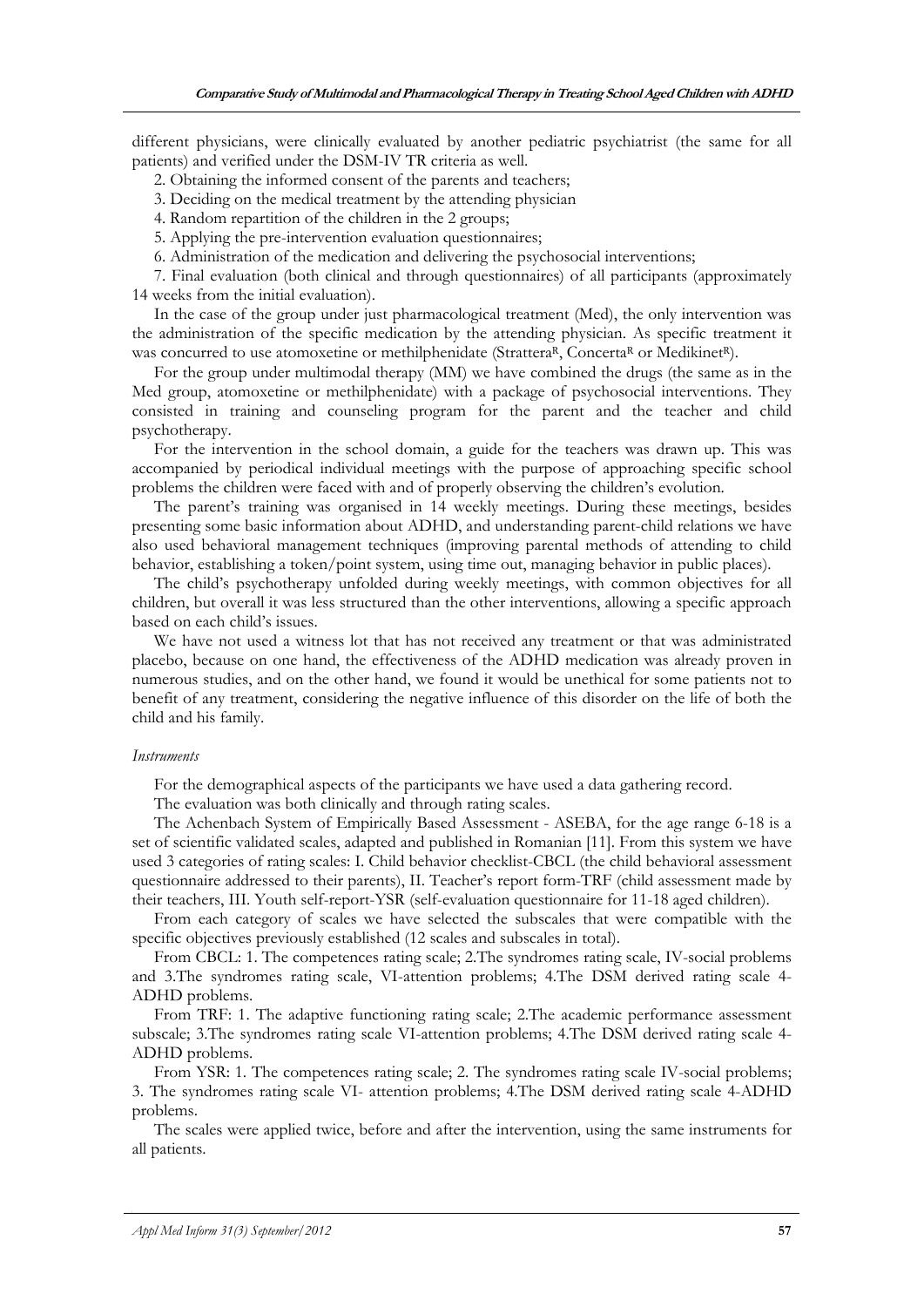different physicians, were clinically evaluated by another pediatric psychiatrist (the same for all patients) and verified under the DSM-IV TR criteria as well.

2. Obtaining the informed consent of the parents and teachers;

3. Deciding on the medical treatment by the attending physician

4. Random repartition of the children in the 2 groups;

5. Applying the pre-intervention evaluation questionnaires;

6. Administration of the medication and delivering the psychosocial interventions;

7. Final evaluation (both clinical and through questionnaires) of all participants (approximately 14 weeks from the initial evaluation).

In the case of the group under just pharmacological treatment (Med), the only intervention was the administration of the specific medication by the attending physician. As specific treatment it was concurred to use atomoxetine or methilphenidate (Strattera[R], Concerta[R] or Medikinet[R]).

For the group under multimodal therapy (MM) we have combined the drugs (the same as in the Med group, atomoxetine or methilphenidate) with a package of psychosocial interventions. They consisted in training and counseling program for the parent and the teacher and child psychotherapy.

For the intervention in the school domain, a guide for the teachers was drawn up. This was accompanied by periodical individual meetings with the purpose of approaching specific school problems the children were faced with and of properly observing the children's evolution.

The parent's training was organised in 14 weekly meetings. During these meetings, besides presenting some basic information about ADHD, and understanding parent-child relations we have also used behavioral management techniques (improving parental methods of attending to child behavior, establishing a token/point system, using time out, managing behavior in public places).

The child's psychotherapy unfolded during weekly meetings, with common objectives for all children, but overall it was less structured than the other interventions, allowing a specific approach based on each child's issues.

We have not used a witness lot that has not received any treatment or that was administrated placebo, because on one hand, the effectiveness of the ADHD medication was already proven in numerous studies, and on the other hand, we found it would be unethical for some patients not to benefit of any treatment, considering the negative influence of this disorder on the life of both the child and his family.

*Instruments*

For the demographical aspects of the participants we have used a data gathering record.

The evaluation was both clinically and through rating scales.

The Achenbach System of Empirically Based Assessment - ASEBA, for the age range 6-18 is a set of scientific validated scales, adapted and published in Romanian [11]. From this system we have used 3 categories of rating scales: I. Child behavior checklist-CBCL (the child behavioral assessment questionnaire addressed to their parents), II. Teacher's report form-TRF (child assessment made by their teachers, III. Youth self-report-YSR (self-evaluation questionnaire for 11-18 aged children).

From each category of scales we have selected the subscales that were compatible with the specific objectives previously established (12 scales and subscales in total).

From CBCL: 1. The competences rating scale; 2.The syndromes rating scale, IV-social problems and 3.The syndromes rating scale, VI-attention problems; 4.The DSM derived rating scale 4-ADHD problems.

From TRF: 1. The adaptive functioning rating scale; 2.The academic performance assessment subscale; 3.The syndromes rating scale VI-attention problems; 4.The DSM derived rating scale 4-ADHD problems.

From YSR: 1. The competences rating scale; 2. The syndromes rating scale IV-social problems; 3. The syndromes rating scale VI- attention problems; 4.The DSM derived rating scale 4-ADHD problems.

The scales were applied twice, before and after the intervention, using the same instruments for all patients.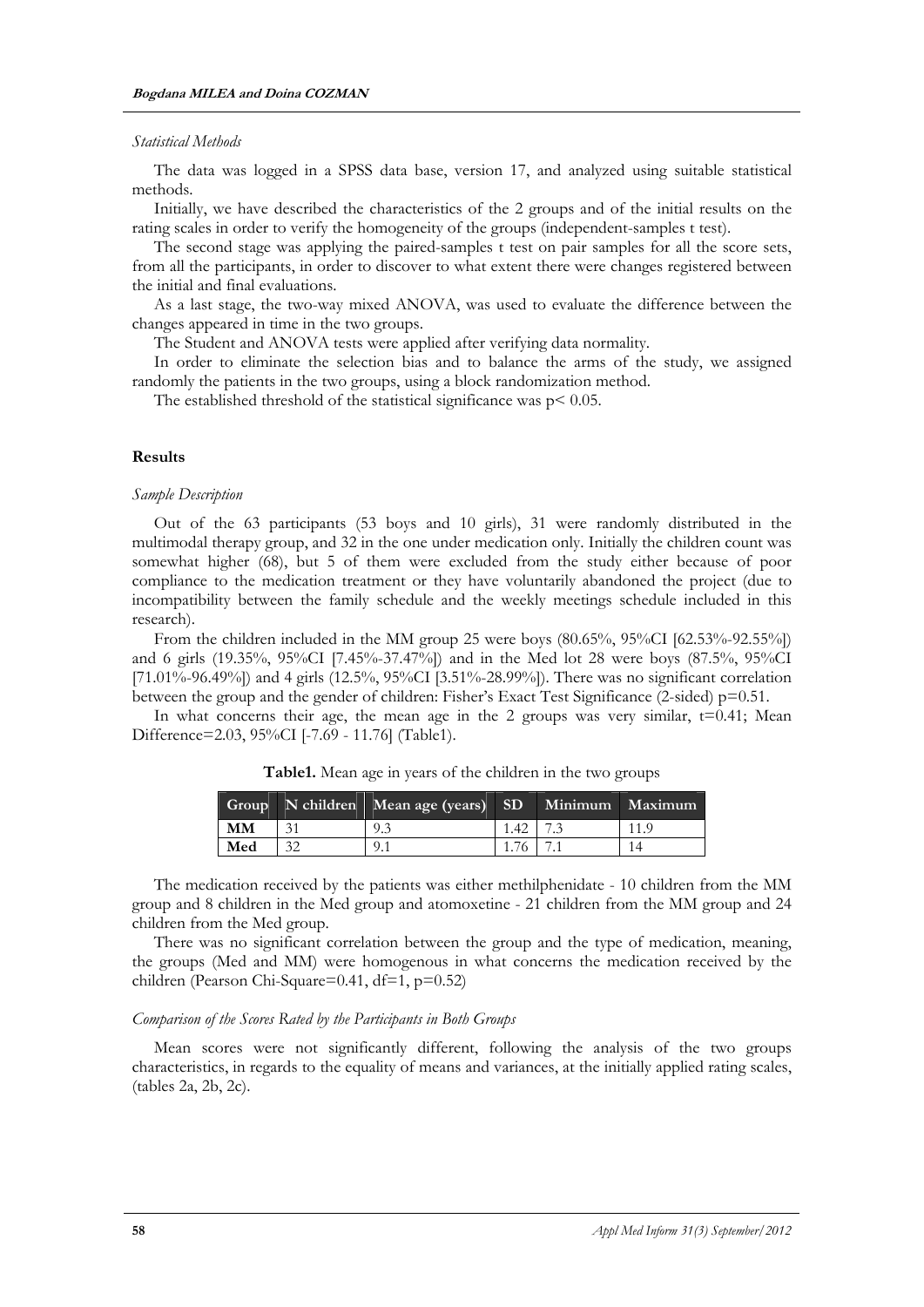*Statistical Methods*

The data was logged in a SPSS data base, version 17, and analyzed using suitable statistical methods.

Initially, we have described the characteristics of the 2 groups and of the initial results on the rating scales in order to verify the homogeneity of the groups (independent-samples t test).

The second stage was applying the paired-samples t test on pair samples for all the score sets, from all the participants, in order to discover to what extent there were changes registered between the initial and final evaluations.

As a last stage, the two-way mixed ANOVA, was used to evaluate the difference between the changes appeared in time in the two groups.

The Student and ANOVA tests were applied after verifying data normality.

In order to eliminate the selection bias and to balance the arms of the study, we assigned randomly the patients in the two groups, using a block randomization method.

The established threshold of the statistical significance was $p < 0.05$.

## Results

*Sample Description*

Out of the 63 participants (53 boys and 10 girls), 31 were randomly distributed in the multimodal therapy group, and 32 in the one under medication only. Initially the children count was somewhat higher (68), but 5 of them were excluded from the study either because of poor compliance to the medication treatment or they have voluntarily abandoned the project (due to incompatibility between the family schedule and the weekly meetings schedule included in this research).

From the children included in the MM group 25 were boys (80.65%, 95%CI [62.53%-92.55%]) and 6 girls (19.35%, 95%CI [7.45%-37.47%]) and in the Med lot 28 were boys (87.5%, 95%CI [71.01%-96.49%]) and 4 girls (12.5%, 95%CI [3.51%-28.99%]). There was no significant correlation between the group and the gender of children: Fisher's Exact Test Significance (2-sided) $p=0.51$.

In what concerns their age, the mean age in the 2 groups was very similar, $t=0.41$; Mean Difference=2.03, 95%CI [-7.69 - 11.76] (Table1).

**Table1.** Mean age in years of the children in the two groups

| Group | N children | Mean age (years) | SD | Minimum | Maximum |
|---|---|---|---|---|---|
| **MM** | 31 | 9.3 | 1.42 | 7.3 | 11.9 |
| **Med** | 32 | 9.1 | 1.76 | 7.1 | 14 |

The medication received by the patients was either methilphenidate - 10 children from the MM group and 8 children in the Med group and atomoxetine - 21 children from the MM group and 24 children from the Med group.

There was no significant correlation between the group and the type of medication, meaning, the groups (Med and MM) were homogenous in what concerns the medication received by the children (Pearson Chi-Square=0.41, df=1, $p=0.52$)

*Comparison of the Scores Rated by the Participants in Both Groups*

Mean scores were not significantly different, following the analysis of the two groups characteristics, in regards to the equality of means and variances, at the initially applied rating scales, (tables 2a, 2b, 2c).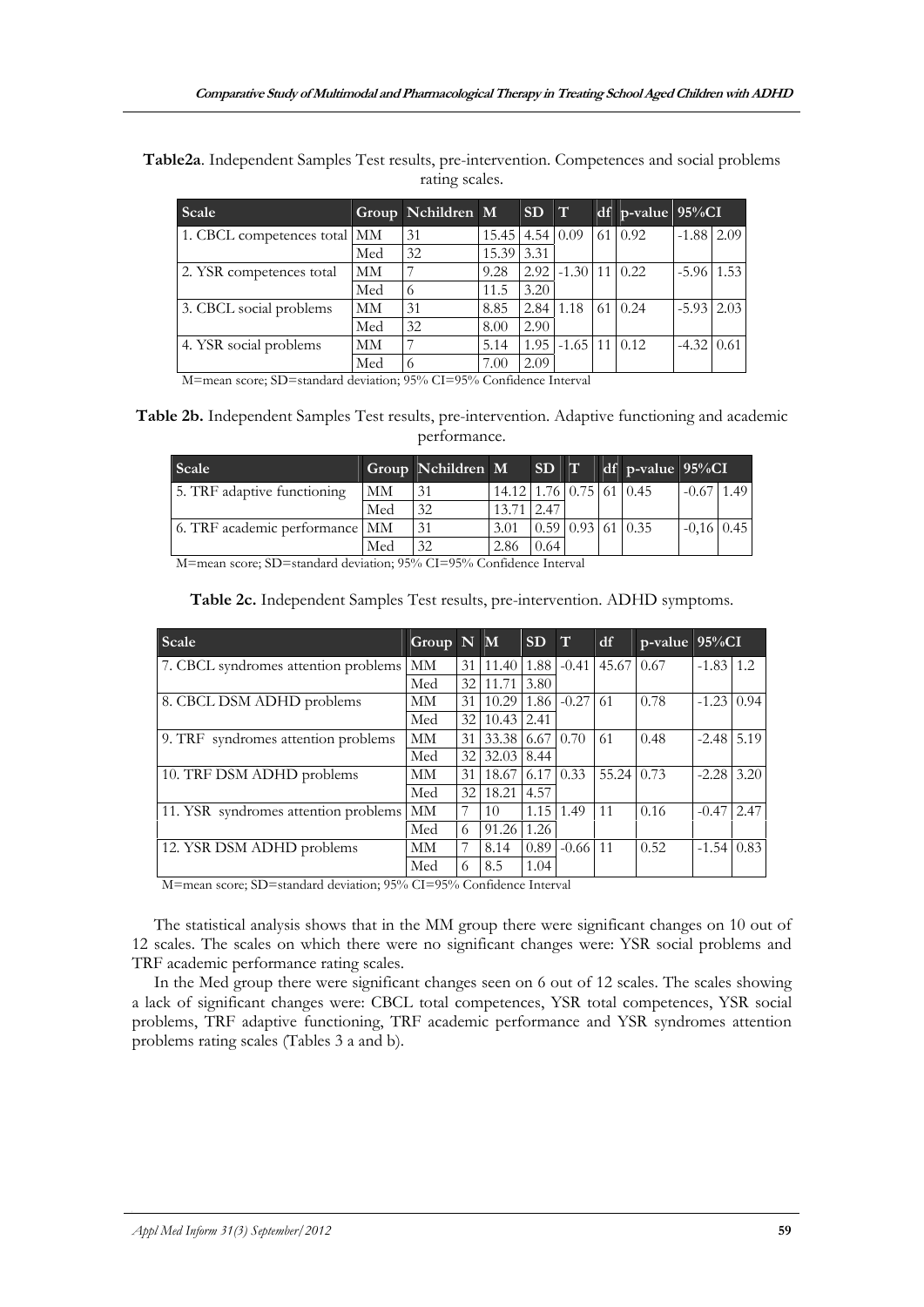**Table2a**. Independent Samples Test results, pre-intervention. Competences and social problems rating scales.

| Scale | Group | Nchildren | M | SD | T | df | p-value | 95%CI | |
|---|---|---|---|---|---|---|---|---|---|
| 1. CBCL competences total | MM | 31 | 15.45 | 4.54 | 0.09 | 61 | 0.92 | -1.88 | 2.09 |
| | Med | 32 | 15.39 | 3.31 | | | | | |
| 2. YSR competences total | MM | 7 | 9.28 | 2.92 | -1.30 | 11 | 0.22 | -5.96 | 1.53 |
| | Med | 6 | 11.5 | 3.20 | | | | | |
| 3. CBCL social problems | MM | 31 | 8.85 | 2.84 | 1.18 | 61 | 0.24 | -5.93 | 2.03 |
| | Med | 32 | 8.00 | 2.90 | | | | | |
| 4. YSR social problems | MM | 7 | 5.14 | 1.95 | -1.65 | 11 | 0.12 | -4.32 | 0.61 |
| | Med | 6 | 7.00 | 2.09 | | | | | |

M=mean score; SD=standard deviation; 95% CI=95% Confidence Interval

**Table 2b.** Independent Samples Test results, pre-intervention. Adaptive functioning and academic performance.

| Scale | Group | Nchildren | M | SD | T | df | p-value | 95%CI | |
|---|---|---|---|---|---|---|---|---|---|
| 5. TRF adaptive functioning | MM | 31 | 14.12 | 1.76 | 0.75 | 61 | 0.45 | -0.67 | 1.49 |
| | Med | 32 | 13.71 | 2.47 | | | | | |
| 6. TRF academic performance | MM | 31 | 3.01 | 0.59 | 0.93 | 61 | 0.35 | -0,16 | 0.45 |
| | Med | 32 | 2.86 | 0.64 | | | | | |

M=mean score; SD=standard deviation; 95% CI=95% Confidence Interval

**Table 2c.** Independent Samples Test results, pre-intervention. ADHD symptoms.

| Scale | Group | N | M | SD | T | df | p-value | 95%CI | |
|---|---|---|---|---|---|---|---|---|---|
| 7. CBCL syndromes attention problems | MM | 31 | 11.40 | 1.88 | -0.41 | 45.67 | 0.67 | -1.83 | 1.2 |
| | Med | 32 | 11.71 | 3.80 | | | | | |
| 8. CBCL DSM ADHD problems | MM | 31 | 10.29 | 1.86 | -0.27 | 61 | 0.78 | -1.23 | 0.94 |
| | Med | 32 | 10.43 | 2.41 | | | | | |
| 9. TRF syndromes attention problems | MM | 31 | 33.38 | 6.67 | 0.70 | 61 | 0.48 | -2.48 | 5.19 |
| | Med | 32 | 32.03 | 8.44 | | | | | |
| 10. TRF DSM ADHD problems | MM | 31 | 18.67 | 6.17 | 0.33 | 55.24 | 0.73 | -2.28 | 3.20 |
| | Med | 32 | 18.21 | 4.57 | | | | | |
| 11. YSR syndromes attention problems | MM | 7 | 10 | 1.15 | 1.49 | 11 | 0.16 | -0.47 | 2.47 |
| | Med | 6 | 91.26 | 1.26 | | | | | |
| 12. YSR DSM ADHD problems | MM | 7 | 8.14 | 0.89 | -0.66 | 11 | 0.52 | -1.54 | 0.83 |
| | Med | 6 | 8.5 | 1.04 | | | | | |

M=mean score; SD=standard deviation; 95% CI=95% Confidence Interval

The statistical analysis shows that in the MM group there were significant changes on 10 out of 12 scales. The scales on which there were no significant changes were: YSR social problems and TRF academic performance rating scales.

In the Med group there were significant changes seen on 6 out of 12 scales. The scales showing a lack of significant changes were: CBCL total competences, YSR total competences, YSR social problems, TRF adaptive functioning, TRF academic performance and YSR syndromes attention problems rating scales (Tables 3 a and b).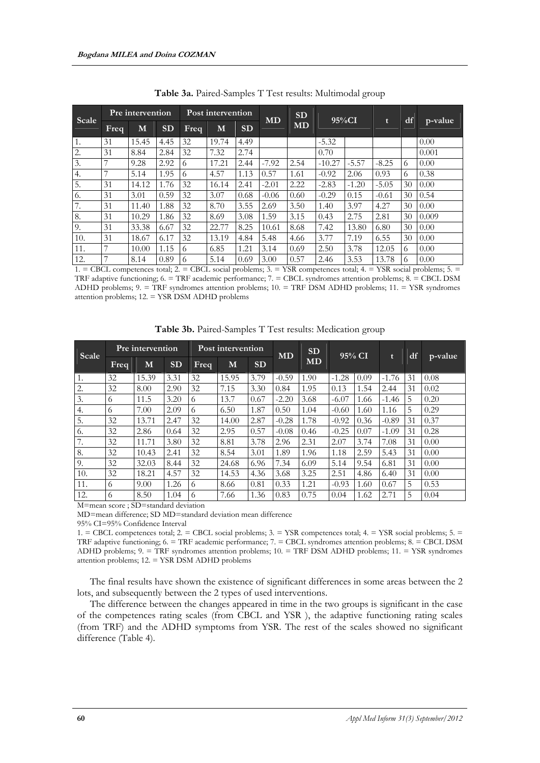**Table 3a.** Paired-Samples T Test results: Multimodal group

| Scale | Pre intervention | | | Post intervention | | | MD | SD MD | 95%CI | | t | df | p-value |
|---|---|---|---|---|---|---|---|---|---|---|---|---|---|
| | Freq | M | SD | Freq | M | SD | | | | | | | |
| 1. | 31 | 15.45 | 4.45 | 32 | 19.74 | 4.49 | | | -5.32 | | | | 0.00 |
| 2. | 31 | 8.84 | 2.84 | 32 | 7.32 | 2.74 | | | 0.70 | | | | 0.001 |
| 3. | 7 | 9.28 | 2.92 | 6 | 17.21 | 2.44 | -7.92 | 2.54 | -10.27 | -5.57 | -8.25 | 6 | 0.00 |
| 4. | 7 | 5.14 | 1.95 | 6 | 4.57 | 1.13 | 0.57 | 1.61 | -0.92 | 2.06 | 0.93 | 6 | 0.38 |
| 5. | 31 | 14.12 | 1.76 | 32 | 16.14 | 2.41 | -2.01 | 2.22 | -2.83 | -1.20 | -5.05 | 30 | 0.00 |
| 6. | 31 | 3.01 | 0.59 | 32 | 3.07 | 0.68 | -0.06 | 0.60 | -0.29 | 0.15 | -0.61 | 30 | 0.54 |
| 7. | 31 | 11.40 | 1.88 | 32 | 8.70 | 3.55 | 2.69 | 3.50 | 1.40 | 3.97 | 4.27 | 30 | 0.00 |
| 8. | 31 | 10.29 | 1.86 | 32 | 8.69 | 3.08 | 1.59 | 3.15 | 0.43 | 2.75 | 2.81 | 30 | 0.009 |
| 9. | 31 | 33.38 | 6.67 | 32 | 22.77 | 8.25 | 10.61 | 8.68 | 7.42 | 13.80 | 6.80 | 30 | 0.00 |
| 10. | 31 | 18.67 | 6.17 | 32 | 13.19 | 4.84 | 5.48 | 4.66 | 3.77 | 7.19 | 6.55 | 30 | 0.00 |
| 11. | 7 | 10.00 | 1.15 | 6 | 6.85 | 1.21 | 3.14 | 0.69 | 2.50 | 3.78 | 12.05 | 6 | 0.00 |
| 12. | 7 | 8.14 | 0.89 | 6 | 5.14 | 0.69 | 3.00 | 0.57 | 2.46 | 3.53 | 13.78 | 6 | 0.00 |

1. = CBCL competences total; 2. = CBCL social problems; 3. = YSR competences total; 4. = YSR social problems; 5. = TRF adaptive functioning; 6. = TRF academic performance; 7. = CBCL syndromes attention problems; 8. = CBCL DSM ADHD problems; 9. = TRF syndromes attention problems; 10. = TRF DSM ADHD problems; 11. = YSR syndromes attention problems; 12. = YSR DSM ADHD problems

**Table 3b.** Paired-Samples T Test results: Medication group

| Scale | Pre intervention | | | Post intervention | | | MD | SD MD | 95% CI | | t | df | p-value |
|---|---|---|---|---|---|---|---|---|---|---|---|---|---|
| | Freq | M | SD | Freq | M | SD | | | | | | | |
| 1. | 32 | 15.39 | 3.31 | 32 | 15.95 | 3.79 | -0.59 | 1.90 | -1.28 | 0.09 | -1.76 | 31 | 0.08 |
| 2. | 32 | 8.00 | 2.90 | 32 | 7.15 | 3.30 | 0.84 | 1.95 | 0.13 | 1.54 | 2.44 | 31 | 0.02 |
| 3. | 6 | 11.5 | 3.20 | 6 | 13.7 | 0.67 | -2.20 | 3.68 | -6.07 | 1.66 | -1.46 | 5 | 0.20 |
| 4. | 6 | 7.00 | 2.09 | 6 | 6.50 | 1.87 | 0.50 | 1.04 | -0.60 | 1.60 | 1.16 | 5 | 0.29 |
| 5. | 32 | 13.71 | 2.47 | 32 | 14.00 | 2.87 | -0.28 | 1.78 | -0.92 | 0.36 | -0.89 | 31 | 0.37 |
| 6. | 32 | 2.86 | 0.64 | 32 | 2.95 | 0.57 | -0.08 | 0.46 | -0.25 | 0.07 | -1.09 | 31 | 0.28 |
| 7. | 32 | 11.71 | 3.80 | 32 | 8.81 | 3.78 | 2.96 | 2.31 | 2.07 | 3.74 | 7.08 | 31 | 0.00 |
| 8. | 32 | 10.43 | 2.41 | 32 | 8.54 | 3.01 | 1.89 | 1.96 | 1.18 | 2.59 | 5.43 | 31 | 0.00 |
| 9. | 32 | 32.03 | 8.44 | 32 | 24.68 | 6.96 | 7.34 | 6.09 | 5.14 | 9.54 | 6.81 | 31 | 0.00 |
| 10. | 32 | 18.21 | 4.57 | 32 | 14.53 | 4.36 | 3.68 | 3.25 | 2.51 | 4.86 | 6.40 | 31 | 0.00 |
| 11. | 6 | 9.00 | 1.26 | 6 | 8.66 | 0.81 | 0.33 | 1.21 | -0.93 | 1.60 | 0.67 | 5 | 0.53 |
| 12. | 6 | 8.50 | 1.04 | 6 | 7.66 | 1.36 | 0.83 | 0.75 | 0.04 | 1.62 | 2.71 | 5 | 0.04 |

M=mean score ; SD=standard deviation

MD=mean difference; SD MD=standard deviation mean difference

95% CI=95% Confidence Interval

1. = CBCL competences total; 2. = CBCL social problems; 3. = YSR competences total; 4. = YSR social problems; 5. = TRF adaptive functioning; 6. = TRF academic performance; 7. = CBCL syndromes attention problems; 8. = CBCL DSM ADHD problems; 9. = TRF syndromes attention problems; 10. = TRF DSM ADHD problems; 11. = YSR syndromes attention problems; 12. = YSR DSM ADHD problems

The final results have shown the existence of significant differences in some areas between the 2 lots, and subsequently between the 2 types of used interventions.

The difference between the changes appeared in time in the two groups is significant in the case of the competences rating scales (from CBCL and YSR ), the adaptive functioning rating scales (from TRF) and the ADHD symptoms from YSR. The rest of the scales showed no significant difference (Table 4).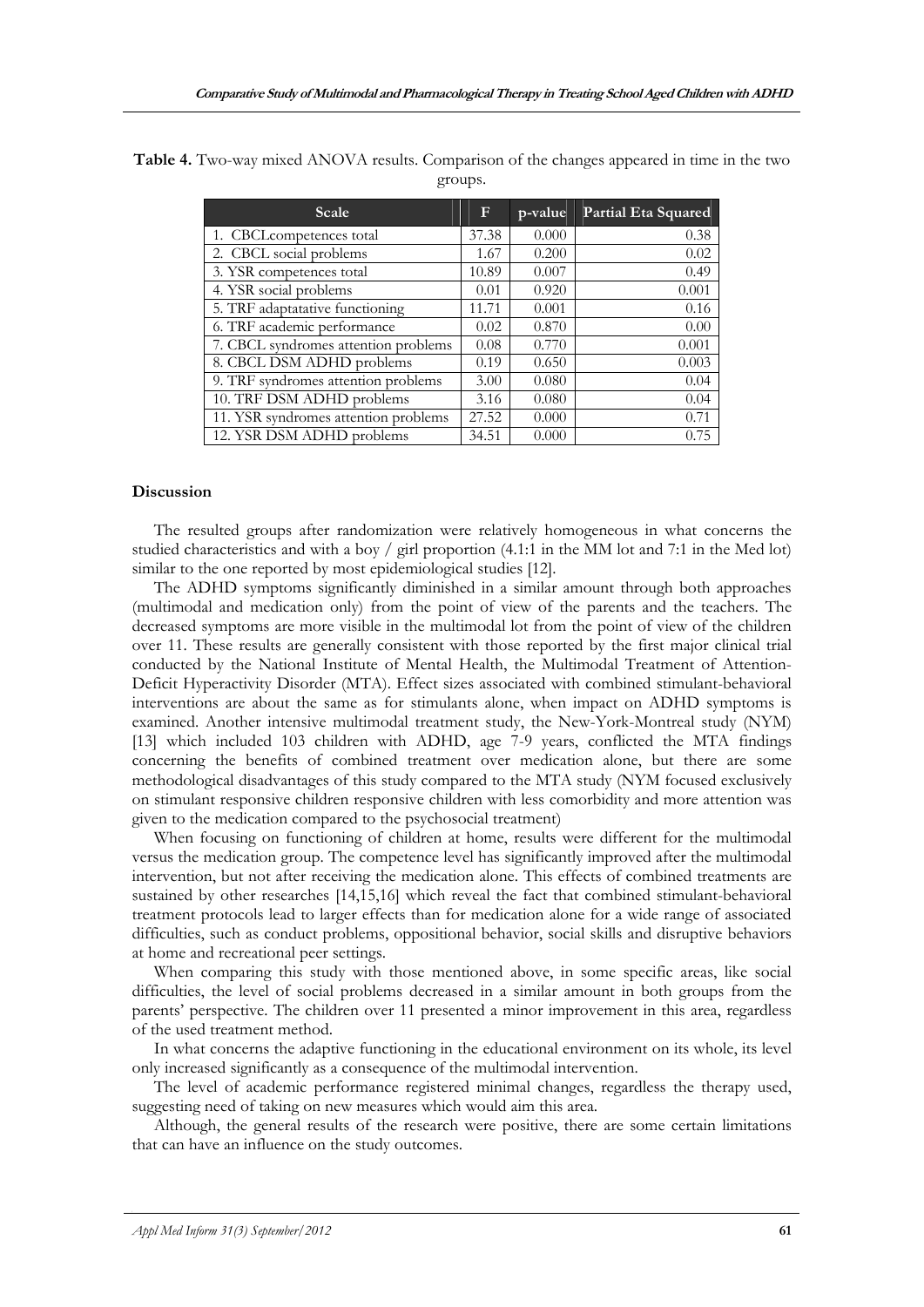**Table 4.** Two-way mixed ANOVA results. Comparison of the changes appeared in time in the two groups.

| Scale | F | p-value | Partial Eta Squared |
|---|---|---|---|
| 1. CBCLcompetences total | 37.38 | 0.000 | 0.38 |
| 2. CBCL social problems | 1.67 | 0.200 | 0.02 |
| 3. YSR competences total | 10.89 | 0.007 | 0.49 |
| 4. YSR social problems | 0.01 | 0.920 | 0.001 |
| 5. TRF adaptatative functioning | 11.71 | 0.001 | 0.16 |
| 6. TRF academic performance | 0.02 | 0.870 | 0.00 |
| 7. CBCL syndromes attention problems | 0.08 | 0.770 | 0.001 |
| 8. CBCL DSM ADHD problems | 0.19 | 0.650 | 0.003 |
| 9. TRF syndromes attention problems | 3.00 | 0.080 | 0.04 |
| 10. TRF DSM ADHD problems | 3.16 | 0.080 | 0.04 |
| 11. YSR syndromes attention problems | 27.52 | 0.000 | 0.71 |
| 12. YSR DSM ADHD problems | 34.51 | 0.000 | 0.75 |

## Discussion

The resulted groups after randomization were relatively homogeneous in what concerns the studied characteristics and with a boy / girl proportion (4.1:1 in the MM lot and 7:1 in the Med lot) similar to the one reported by most epidemiological studies [12].

The ADHD symptoms significantly diminished in a similar amount through both approaches (multimodal and medication only) from the point of view of the parents and the teachers. The decreased symptoms are more visible in the multimodal lot from the point of view of the children over 11. These results are generally consistent with those reported by the first major clinical trial conducted by the National Institute of Mental Health, the Multimodal Treatment of Attention-Deficit Hyperactivity Disorder (MTA). Effect sizes associated with combined stimulant-behavioral interventions are about the same as for stimulants alone, when impact on ADHD symptoms is examined. Another intensive multimodal treatment study, the New-York-Montreal study (NYM) [13] which included 103 children with ADHD, age 7-9 years, conflicted the MTA findings concerning the benefits of combined treatment over medication alone, but there are some methodological disadvantages of this study compared to the MTA study (NYM focused exclusively on stimulant responsive children responsive children with less comorbidity and more attention was given to the medication compared to the psychosocial treatment)

When focusing on functioning of children at home, results were different for the multimodal versus the medication group. The competence level has significantly improved after the multimodal intervention, but not after receiving the medication alone. This effects of combined treatments are sustained by other researches [14,15,16] which reveal the fact that combined stimulant-behavioral treatment protocols lead to larger effects than for medication alone for a wide range of associated difficulties, such as conduct problems, oppositional behavior, social skills and disruptive behaviors at home and recreational peer settings.

When comparing this study with those mentioned above, in some specific areas, like social difficulties, the level of social problems decreased in a similar amount in both groups from the parents' perspective. The children over 11 presented a minor improvement in this area, regardless of the used treatment method.

In what concerns the adaptive functioning in the educational environment on its whole, its level only increased significantly as a consequence of the multimodal intervention.

The level of academic performance registered minimal changes, regardless the therapy used, suggesting need of taking on new measures which would aim this area.

Although, the general results of the research were positive, there are some certain limitations that can have an influence on the study outcomes.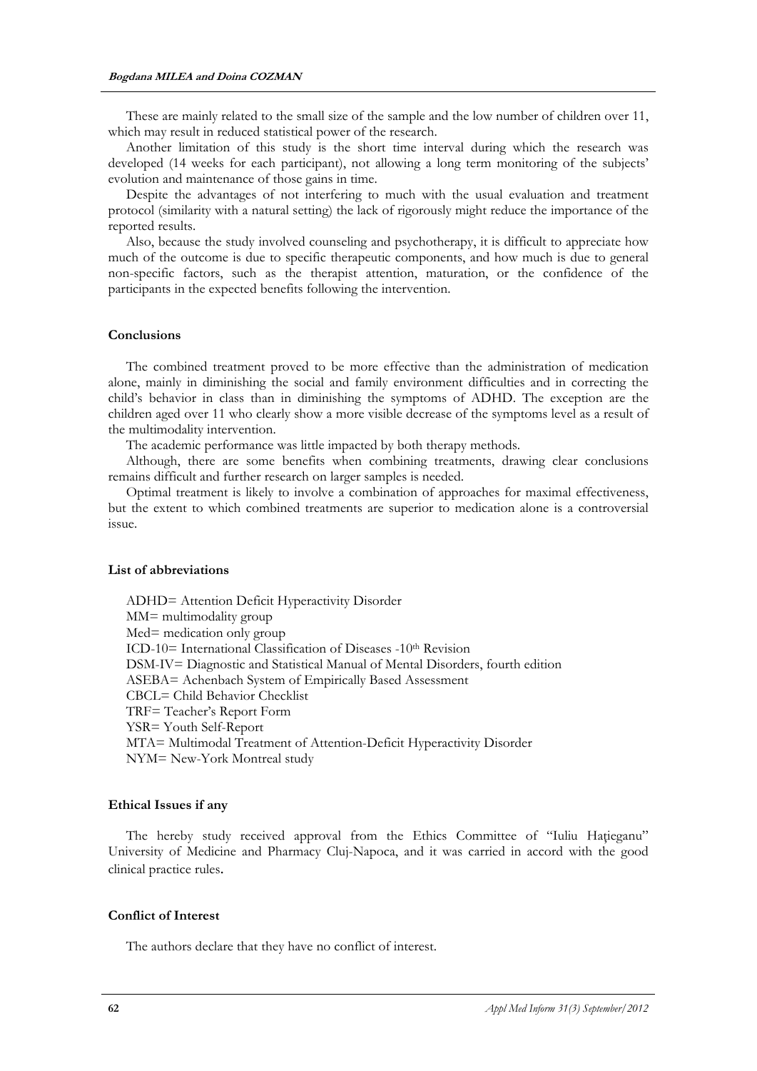These are mainly related to the small size of the sample and the low number of children over 11, which may result in reduced statistical power of the research.

Another limitation of this study is the short time interval during which the research was developed (14 weeks for each participant), not allowing a long term monitoring of the subjects' evolution and maintenance of those gains in time.

Despite the advantages of not interfering to much with the usual evaluation and treatment protocol (similarity with a natural setting) the lack of rigorously might reduce the importance of the reported results.

Also, because the study involved counseling and psychotherapy, it is difficult to appreciate how much of the outcome is due to specific therapeutic components, and how much is due to general non-specific factors, such as the therapist attention, maturation, or the confidence of the participants in the expected benefits following the intervention.

### Conclusions

The combined treatment proved to be more effective than the administration of medication alone, mainly in diminishing the social and family environment difficulties and in correcting the child's behavior in class than in diminishing the symptoms of ADHD. The exception are the children aged over 11 who clearly show a more visible decrease of the symptoms level as a result of the multimodality intervention.

The academic performance was little impacted by both therapy methods.

Although, there are some benefits when combining treatments, drawing clear conclusions remains difficult and further research on larger samples is needed.

Optimal treatment is likely to involve a combination of approaches for maximal effectiveness, but the extent to which combined treatments are superior to medication alone is a controversial issue.

### List of abbreviations

ADHD= Attention Deficit Hyperactivity Disorder
MM= multimodality group
Med= medication only group
ICD-10= International Classification of Diseases -10th Revision
DSM-IV= Diagnostic and Statistical Manual of Mental Disorders, fourth edition
ASEBA= Achenbach System of Empirically Based Assessment
CBCL= Child Behavior Checklist
TRF= Teacher's Report Form
YSR= Youth Self-Report
MTA= Multimodal Treatment of Attention-Deficit Hyperactivity Disorder
NYM= New-York Montreal study

### Ethical Issues if any

The hereby study received approval from the Ethics Committee of "Iuliu Hațieganu" University of Medicine and Pharmacy Cluj-Napoca, and it was carried in accord with the good clinical practice rules.

### Conflict of Interest

The authors declare that they have no conflict of interest.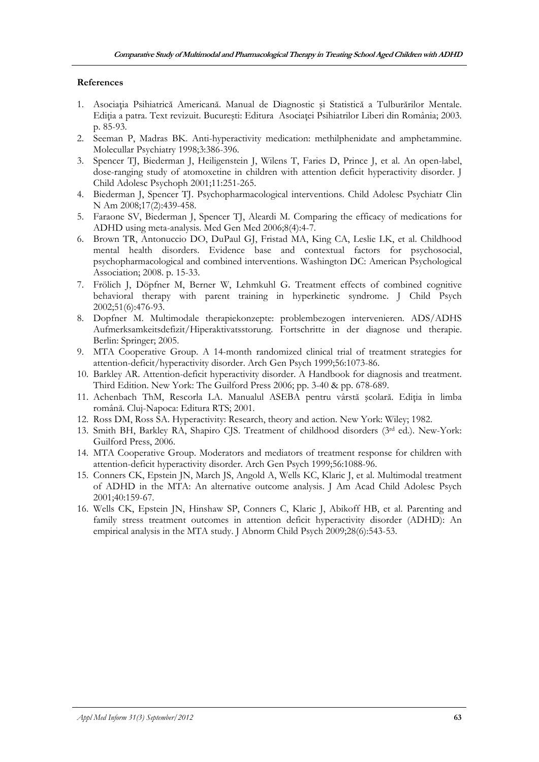**References**

1. Asociaţia Psihiatrică Americană. Manual de Diagnostic şi Statistică a Tulburărilor Mentale. Ediţia a patra. Text revizuit. Bucureşti: Editura Asociaţei Psihiatrilor Liberi din România; 2003. p. 85-93.
2. Seeman P, Madras BK. Anti-hyperactivity medication: methilphenidate and amphetammine. Molecullar Psychiatry 1998;3:386-396.
3. Spencer TJ, Biederman J, Heiligenstein J, Wilens T, Faries D, Prince J, et al. An open-label, dose-ranging study of atomoxetine in children with attention deficit hyperactivity disorder. J Child Adolesc Psychoph 2001;11:251-265.
4. Biederman J, Spencer TJ. Psychopharmacological interventions. Child Adolesc Psychiatr Clin N Am 2008;17(2):439-458.
5. Faraone SV, Biederman J, Spencer TJ, Aleardi M. Comparing the efficacy of medications for ADHD using meta-analysis. Med Gen Med 2006;8(4):4-7.
6. Brown TR, Antonuccio DO, DuPaul GJ, Fristad MA, King CA, Leslie LK, et al. Childhood mental health disorders. Evidence base and contextual factors for psychosocial, psychopharmacological and combined interventions. Washington DC: American Psychological Association; 2008. p. 15-33.
7. Frölich J, Döpfner M, Berner W, Lehmkuhl G. Treatment effects of combined cognitive behavioral therapy with parent training in hyperkinetic syndrome. J Child Psych 2002;51(6):476-93.
8. Dopfner M. Multimodale therapiekonzepte: problembezogen intervenieren. ADS/ADHS Aufmerksamkeitsdefizit/Hiperaktivatsstorung. Fortschritte in der diagnose und therapie. Berlin: Springer; 2005.
9. MTA Cooperative Group. A 14-month randomized clinical trial of treatment strategies for attention-deficit/hyperactivity disorder. Arch Gen Psych 1999;56:1073-86.
10. Barkley AR. Attention-deficit hyperactivity disorder. A Handbook for diagnosis and treatment. Third Edition. New York: The Guilford Press 2006; pp. 3-40 & pp. 678-689.
11. Achenbach ThM, Rescorla LA. Manualul ASEBA pentru vârstă şcolară. Ediţia în limba română. Cluj-Napoca: Editura RTS; 2001.
12. Ross DM, Ross SA. Hyperactivity: Research, theory and action. New York: Wiley; 1982.
13. Smith BH, Barkley RA, Shapiro CJS. Treatment of childhood disorders (3rd ed.). New-York: Guilford Press, 2006.
14. MTA Cooperative Group. Moderators and mediators of treatment response for children with attention-deficit hyperactivity disorder. Arch Gen Psych 1999;56:1088-96.
15. Conners CK, Epstein JN, March JS, Angold A, Wells KC, Klaric J, et al. Multimodal treatment of ADHD in the MTA: An alternative outcome analysis. J Am Acad Child Adolesc Psych 2001;40:159-67.
16. Wells CK, Epstein JN, Hinshaw SP, Conners C, Klaric J, Abikoff HB, et al. Parenting and family stress treatment outcomes in attention deficit hyperactivity disorder (ADHD): An empirical analysis in the MTA study. J Abnorm Child Psych 2009;28(6):543-53.